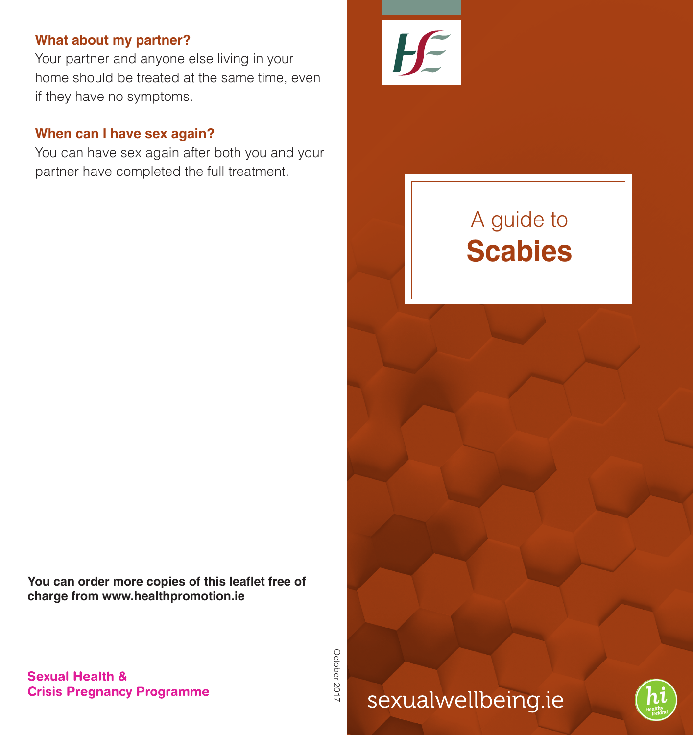### What about my partner?

Your partner and anyone else living in your home should be treated at the same time, even if they have no symptoms.

### When can I have sex again?

You can have sex again after both you and your partner have completed the full treatment.

**You can order more copies of this leaflet free of charge from www.healthpromotion.ie**

**Sexual Health & Crisis Pregnancy Programme**

October 2017

# A guide to **Scabies**

sexualwellbeing.ie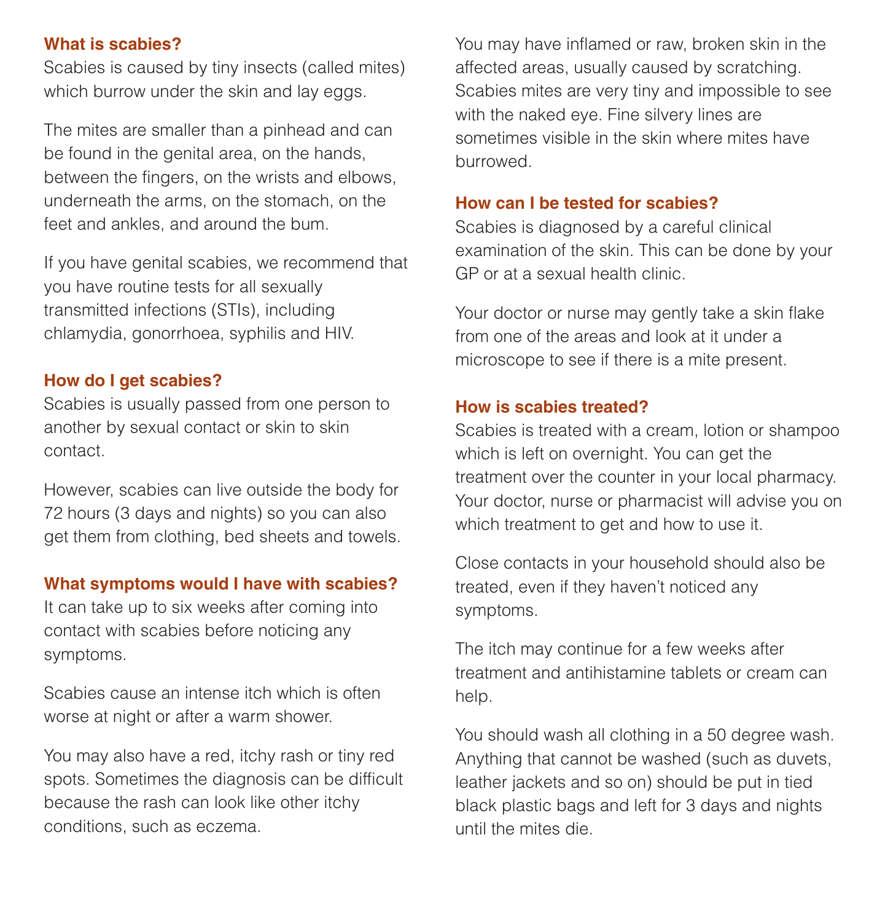## What is scabies?

Scabies is caused by tiny insects (called mites) which burrow under the skin and lay eggs.

The mites are smaller than a pinhead and can be found in the genital area, on the hands, between the fingers, on the wrists and elbows, underneath the arms, on the stomach, on the feet and ankles, and around the bum.

If you have genital scabies, we recommend that you have routine tests for all sexually transmitted infections (STIs), including chlamydia, gonorrhoea, syphilis and HIV.

## How do I get scabies?

Scabies is usually passed from one person to another by sexual contact or skin to skin contact.

However, scabies can live outside the body for 72 hours (3 days and nights) so you can also get them from clothing, bed sheets and towels.

## What symptoms would I have with scabies?

It can take up to six weeks after coming into contact with scabies before noticing any symptoms.

Scabies cause an intense itch which is often worse at night or after a warm shower.

You may also have a red, itchy rash or tiny red spots. Sometimes the diagnosis can be difficult because the rash can look like other itchy conditions, such as eczema.

You may have inflamed or raw, broken skin in the affected areas, usually caused by scratching. Scabies mites are very tiny and impossible to see with the naked eye. Fine silvery lines are sometimes visible in the skin where mites have burrowed.

## How can I be tested for scabies?

Scabies is diagnosed by a careful clinical examination of the skin. This can be done by your GP or at a sexual health clinic.

Your doctor or nurse may gently take a skin flake from one of the areas and look at it under a microscope to see if there is a mite present.

## How is scabies treated?

Scabies is treated with a cream, lotion or shampoo which is left on overnight. You can get the treatment over the counter in your local pharmacy. Your doctor, nurse or pharmacist will advise you on which treatment to get and how to use it.

Close contacts in your household should also be treated, even if they haven't noticed any symptoms.

The itch may continue for a few weeks after treatment and antihistamine tablets or cream can help.

You should wash all clothing in a 50 degree wash. Anything that cannot be washed (such as duvets, leather jackets and so on) should be put in tied black plastic bags and left for 3 days and nights until the mites die.